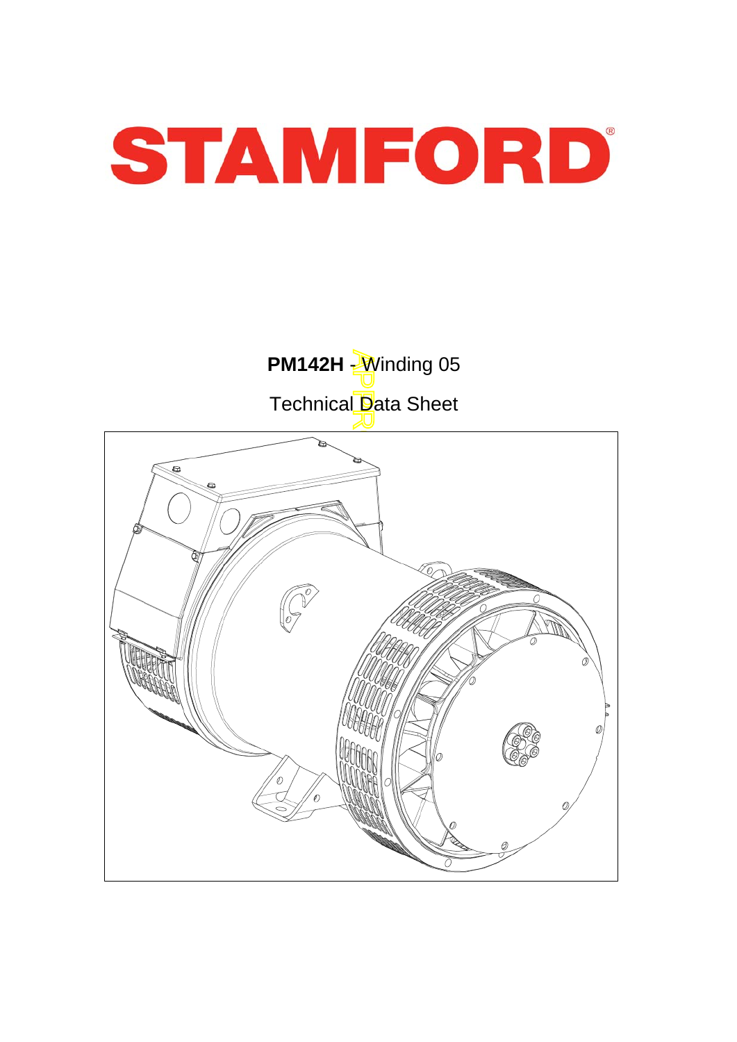# STAMFORD

**PM142H** - Winding 05

Technical Data Sheet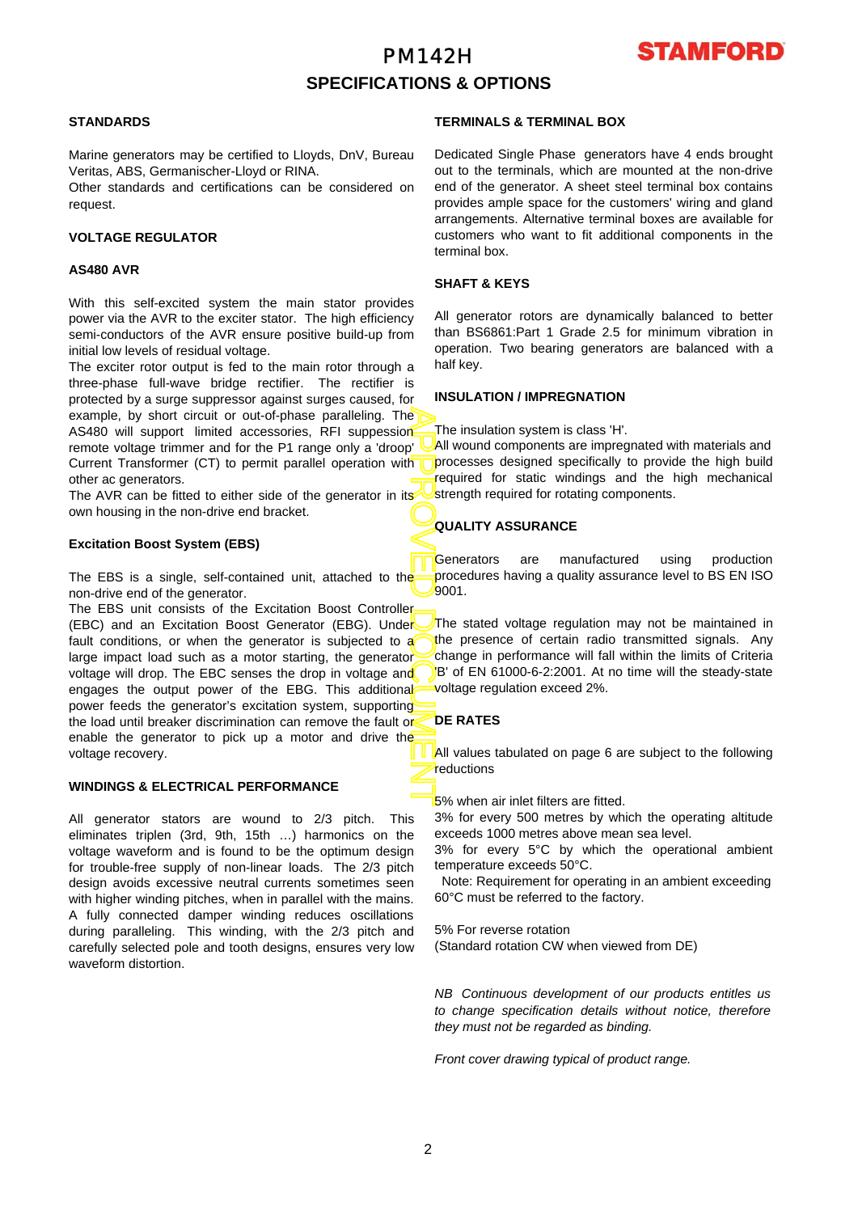# PM142H

## SPECIFICATIONS & OPTIONS

### STANDARDS

Marine generators may be certified to Lloyds, DnV, Bureau Veritas, ABS, Germanischer-Lloyd or RINA.
Other standards and certifications can be considered on request.

### VOLTAGE REGULATOR

### AS480 AVR

With this self-excited system the main stator provides power via the AVR to the exciter stator. The high efficiency semi-conductors of the AVR ensure positive build-up from initial low levels of residual voltage.
The exciter rotor output is fed to the main rotor through a three-phase full-wave bridge rectifier. The rectifier is protected by a surge suppressor against surges caused, for example, by short circuit or out-of-phase paralleling. The AS480 will support limited accessories, RFI suppession remote voltage trimmer and for the P1 range only a 'droop' Current Transformer (CT) to permit parallel operation with other ac generators.
The AVR can be fitted to either side of the generator in its own housing in the non-drive end bracket.

### Excitation Boost System (EBS)

The EBS is a single, self-contained unit, attached to the non-drive end of the generator.
The EBS unit consists of the Excitation Boost Controller (EBC) and an Excitation Boost Generator (EBG). Under fault conditions, or when the generator is subjected to a large impact load such as a motor starting, the generator voltage will drop. The EBC senses the drop in voltage and engages the output power of the EBG. This additional power feeds the generator's excitation system, supporting the load until breaker discrimination can remove the fault or enable the generator to pick up a motor and drive the voltage recovery.

### WINDINGS & ELECTRICAL PERFORMANCE

All generator stators are wound to 2/3 pitch. This eliminates triplen (3rd, 9th, 15th …) harmonics on the voltage waveform and is found to be the optimum design for trouble-free supply of non-linear loads. The 2/3 pitch design avoids excessive neutral currents sometimes seen with higher winding pitches, when in parallel with the mains. A fully connected damper winding reduces oscillations during paralleling. This winding, with the 2/3 pitch and carefully selected pole and tooth designs, ensures very low waveform distortion.

### TERMINALS & TERMINAL BOX

Dedicated Single Phase generators have 4 ends brought out to the terminals, which are mounted at the non-drive end of the generator. A sheet steel terminal box contains provides ample space for the customers' wiring and gland arrangements. Alternative terminal boxes are available for customers who want to fit additional components in the terminal box.

### SHAFT & KEYS

All generator rotors are dynamically balanced to better than BS6861:Part 1 Grade 2.5 for minimum vibration in operation. Two bearing generators are balanced with a half key.

### INSULATION / IMPREGNATION

The insulation system is class 'H'.
All wound components are impregnated with materials and processes designed specifically to provide the high build required for static windings and the high mechanical strength required for rotating components.

### QUALITY ASSURANCE

Generators are manufactured using production procedures having a quality assurance level to BS EN ISO 9001.

The stated voltage regulation may not be maintained in the presence of certain radio transmitted signals. Any change in performance will fall within the limits of Criteria 'B' of EN 61000-6-2:2001. At no time will the steady-state voltage regulation exceed 2%.

### DE RATES

All values tabulated on page 6 are subject to the following reductions

5% when air inlet filters are fitted.
3% for every 500 metres by which the operating altitude exceeds 1000 metres above mean sea level.
3% for every 5°C by which the operational ambient temperature exceeds 50°C.
Note: Requirement for operating in an ambient exceeding 60°C must be referred to the factory.

5% For reverse rotation
(Standard rotation CW when viewed from DE)

*NB Continuous development of our products entitles us to change specification details without notice, therefore they must not be regarded as binding.*

*Front cover drawing typical of product range.*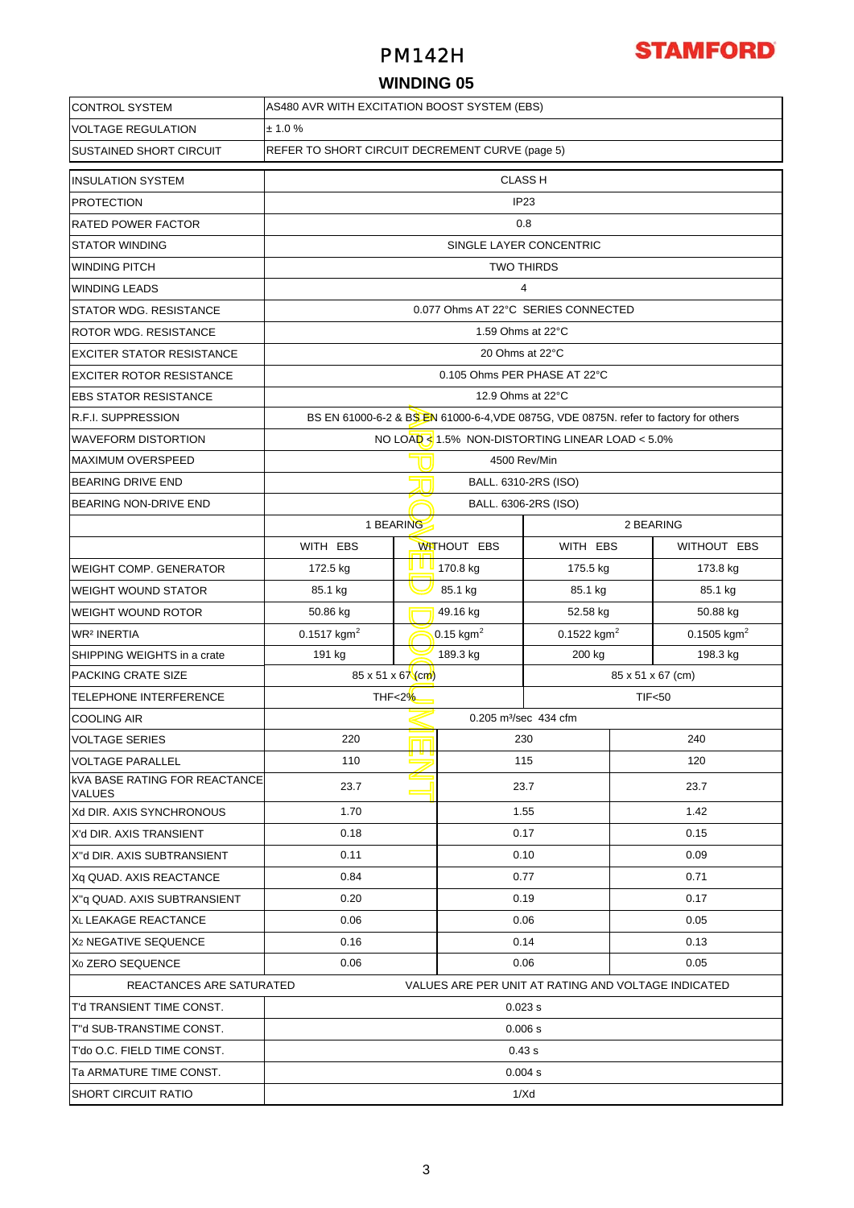# PM142H

**STAMFORD**

## WINDING 05

| | | | | |
|---|---|---|---|---|
| CONTROL SYSTEM | AS480 AVR WITH EXCITATION BOOST SYSTEM (EBS) | | | |
| VOLTAGE REGULATION | ± 1.0 % | | | |
| SUSTAINED SHORT CIRCUIT | REFER TO SHORT CIRCUIT DECREMENT CURVE (page 5) | | | |
| INSULATION SYSTEM | CLASS H | | | |
| PROTECTION | IP23 | | | |
| RATED POWER FACTOR | 0.8 | | | |
| STATOR WINDING | SINGLE LAYER CONCENTRIC | | | |
| WINDING PITCH | TWO THIRDS | | | |
| WINDING LEADS | 4 | | | |
| STATOR WDG. RESISTANCE | 0.077 Ohms AT 22°C SERIES CONNECTED | | | |
| ROTOR WDG. RESISTANCE | 1.59 Ohms at 22°C | | | |
| EXCITER STATOR RESISTANCE | 20 Ohms at 22°C | | | |
| EXCITER ROTOR RESISTANCE | 0.105 Ohms PER PHASE AT 22°C | | | |
| EBS STATOR RESISTANCE | 12.9 Ohms at 22°C | | | |
| R.F.I. SUPPRESSION | BS EN 61000-6-2 & BS EN 61000-6-4,VDE 0875G, VDE 0875N. refer to factory for others | | | |
| WAVEFORM DISTORTION | NO LOAD < 1.5% NON-DISTORTING LINEAR LOAD < 5.0% | | | |
| MAXIMUM OVERSPEED | 4500 Rev/Min | | | |
| BEARING DRIVE END | BALL. 6310-2RS (ISO) | | | |
| BEARING NON-DRIVE END | BALL. 6306-2RS (ISO) | | | |
| | 1 BEARING | | 2 BEARING | |
| | WITH EBS | WITHOUT EBS | WITH EBS | WITHOUT EBS |
| WEIGHT COMP. GENERATOR | 172.5 kg | 170.8 kg | 175.5 kg | 173.8 kg |
| WEIGHT WOUND STATOR | 85.1 kg | 85.1 kg | 85.1 kg | 85.1 kg |
| WEIGHT WOUND ROTOR | 50.86 kg | 49.16 kg | 52.58 kg | 50.88 kg |
| $WR^2$ INERTIA | 0.1517 $kgm^2$ | 0.15 $kgm^2$ | 0.1522 $kgm^2$ | 0.1505 $kgm^2$ |
| SHIPPING WEIGHTS in a crate | 191 kg | 189.3 kg | 200 kg | 198.3 kg |
| PACKING CRATE SIZE | 85 x 51 x 67 (cm) | | 85 x 51 x 67 (cm) | |
| TELEPHONE INTERFERENCE | THF<2% | | TIF<50 | |
| COOLING AIR | 0.205 $m^3$/sec 434 cfm | | | |

| | | | |
|---|---|---|---|
| VOLTAGE SERIES | 220 | 230 | 240 |
| VOLTAGE PARALLEL | 110 | 115 | 120 |
| kVA BASE RATING FOR REACTANCE VALUES | 23.7 | 23.7 | 23.7 |
| Xd DIR. AXIS SYNCHRONOUS | 1.70 | 1.55 | 1.42 |
| X'd DIR. AXIS TRANSIENT | 0.18 | 0.17 | 0.15 |
| X''d DIR. AXIS SUBTRANSIENT | 0.11 | 0.10 | 0.09 |
| Xq QUAD. AXIS REACTANCE | 0.84 | 0.77 | 0.71 |
| X''q QUAD. AXIS SUBTRANSIENT | 0.20 | 0.19 | 0.17 |
| $X_L$ LEAKAGE REACTANCE | 0.06 | 0.06 | 0.05 |
| $X_2$ NEGATIVE SEQUENCE | 0.16 | 0.14 | 0.13 |
| $X_0$ ZERO SEQUENCE | 0.06 | 0.06 | 0.05 |
| REACTANCES ARE SATURATED | VALUES ARE PER UNIT AT RATING AND VOLTAGE INDICATED | | |
| T'd TRANSIENT TIME CONST. | 0.023 s | | |
| T''d SUB-TRANSTIME CONST. | 0.006 s | | |
| T'do O.C. FIELD TIME CONST. | 0.43 s | | |
| Ta ARMATURE TIME CONST. | 0.004 s | | |
| SHORT CIRCUIT RATIO | 1/Xd | | |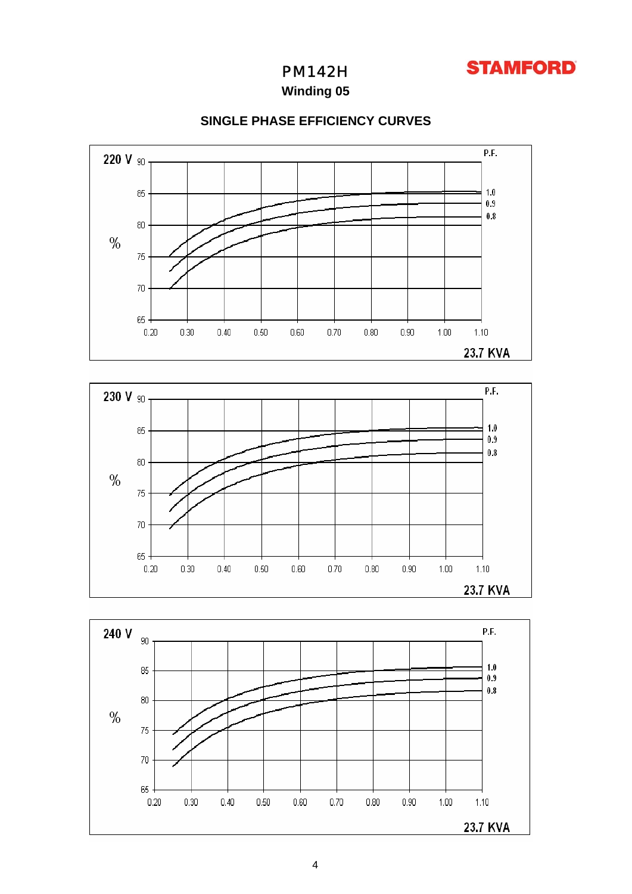# PM142H

## Winding 05

### SINGLE PHASE EFFICIENCY CURVES

**220 V**

| % | |
|---|---|
| 90 | |
| 85 | P.F. 1.0 |
| | 0.9 |
| 80 | 0.8 |
| 75 | |
| 70 | |
| 65 | |

X axis: 0.20, 0.30, 0.40, 0.50, 0.60, 0.70, 0.80, 0.90, 1.00, 1.10

23.7 KVA

**230 V**

| % | |
|---|---|
| 90 | |
| 85 | P.F. 1.0 |
| | 0.9 |
| 80 | 0.8 |
| 75 | |
| 70 | |
| 65 | |

X axis: 0.20, 0.30, 0.40, 0.50, 0.60, 0.70, 0.80, 0.90, 1.00, 1.10

23.7 KVA

**240 V**

| % | |
|---|---|
| 90 | |
| 85 | P.F. 1.0 |
| | 0.9 |
| 80 | 0.8 |
| 75 | |
| 70 | |
| 65 | |

X axis: 0.20, 0.30, 0.40, 0.50, 0.60, 0.70, 0.80, 0.90, 1.00, 1.10

23.7 KVA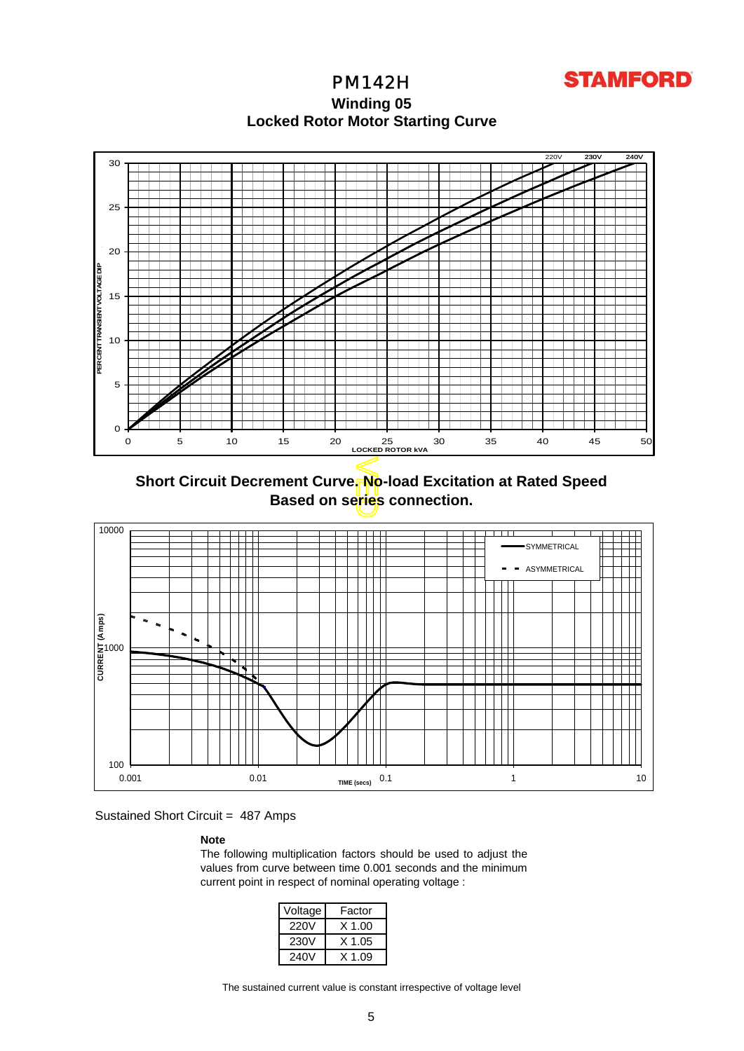# PM142H

## Winding 05

## Locked Rotor Motor Starting Curve

## Short Circuit Decrement Curve. No-load Excitation at Rated Speed Based on series connection.

Sustained Short Circuit = 487 Amps

**Note**

The following multiplication factors should be used to adjust the values from curve between time 0.001 seconds and the minimum current point in respect of nominal operating voltage :

| Voltage | Factor |
|---|---|
| 220V | X 1.00 |
| 230V | X 1.05 |
| 240V | X 1.09 |

The sustained current value is constant irrespective of voltage level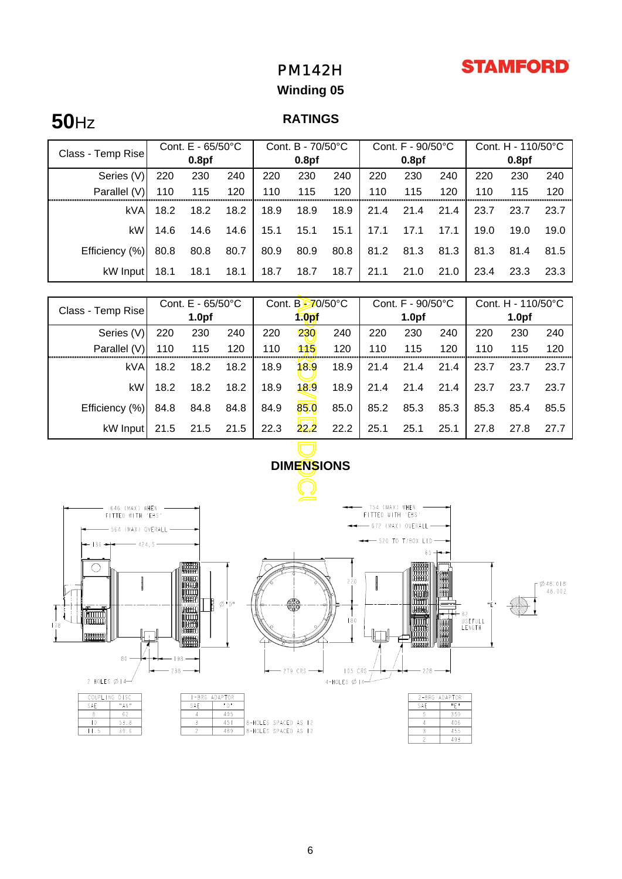# PM142H

## Winding 05

**50**Hz

### RATINGS

| Class - Temp Rise | Cont. E - 65/50°C 0.8pf | | | Cont. B - 70/50°C 0.8pf | | | Cont. F - 90/50°C 0.8pf | | | Cont. H - 110/50°C 0.8pf | | |
|---|---|---|---|---|---|---|---|---|---|---|---|---|
| Series (V) | 220 | 230 | 240 | 220 | 230 | 240 | 220 | 230 | 240 | 220 | 230 | 240 |
| Parallel (V) | 110 | 115 | 120 | 110 | 115 | 120 | 110 | 115 | 120 | 110 | 115 | 120 |
| kVA | 18.2 | 18.2 | 18.2 | 18.9 | 18.9 | 18.9 | 21.4 | 21.4 | 21.4 | 23.7 | 23.7 | 23.7 |
| kW | 14.6 | 14.6 | 14.6 | 15.1 | 15.1 | 15.1 | 17.1 | 17.1 | 17.1 | 19.0 | 19.0 | 19.0 |
| Efficiency (%) | 80.8 | 80.8 | 80.7 | 80.9 | 80.9 | 80.8 | 81.2 | 81.3 | 81.3 | 81.3 | 81.4 | 81.5 |
| kW Input | 18.1 | 18.1 | 18.1 | 18.7 | 18.7 | 18.7 | 21.1 | 21.0 | 21.0 | 23.4 | 23.3 | 23.3 |

| Class - Temp Rise | Cont. E - 65/50°C 1.0pf | | | Cont. B - 70/50°C 1.0pf | | | Cont. F - 90/50°C 1.0pf | | | Cont. H - 110/50°C 1.0pf | | |
|---|---|---|---|---|---|---|---|---|---|---|---|---|
| Series (V) | 220 | 230 | 240 | 220 | 230 | 240 | 220 | 230 | 240 | 220 | 230 | 240 |
| Parallel (V) | 110 | 115 | 120 | 110 | 115 | 120 | 110 | 115 | 120 | 110 | 115 | 120 |
| kVA | 18.2 | 18.2 | 18.2 | 18.9 | 18.9 | 18.9 | 21.4 | 21.4 | 21.4 | 23.7 | 23.7 | 23.7 |
| kW | 18.2 | 18.2 | 18.2 | 18.9 | 18.9 | 18.9 | 21.4 | 21.4 | 21.4 | 23.7 | 23.7 | 23.7 |
| Efficiency (%) | 84.8 | 84.8 | 84.8 | 84.9 | 85.0 | 85.0 | 85.2 | 85.3 | 85.3 | 85.3 | 85.4 | 85.5 |
| kW Input | 21.5 | 21.5 | 21.5 | 22.3 | 22.2 | 22.2 | 25.1 | 25.1 | 25.1 | 27.8 | 27.8 | 27.7 |

### DIMENSIONS

646 (MAX) WHEN FITTED WITH 'EBS'
564 (MAX) OVERALL
136 — 424.5
Ø "D"
178
80 — 198
238
2 HOLES Ø 14

220
180
279 CRS
105 CRS
4-HOLES Ø 14

754 (MAX) WHEN FITTED WITH 'EBS'
672 (MAX) OVERALL
520 TO T/BOX LID
65
"E"
82 USEFULL LENGTH
228
Ø 48.018 / 48.002

| COUPLING DISC | |
|---|---|
| SAE | "AN" |
| 8 | 62 |
| 10 | 53.8 |
| 11.5 | 39.6 |

| 1-BRG ADAPTOR | | |
|---|---|---|
| SAE | "D" | |
| 4 | 405 | |
| 3 | 451 | 8-HOLES SPACED AS 12 |
| 2 | 489 | 8-HOLES SPACED AS 12 |

| 2-BRG ADAPTOR | |
|---|---|
| SAE | "E" |
| 5 | 359 |
| 4 | 406 |
| 3 | 455 |
| 2 | 493 |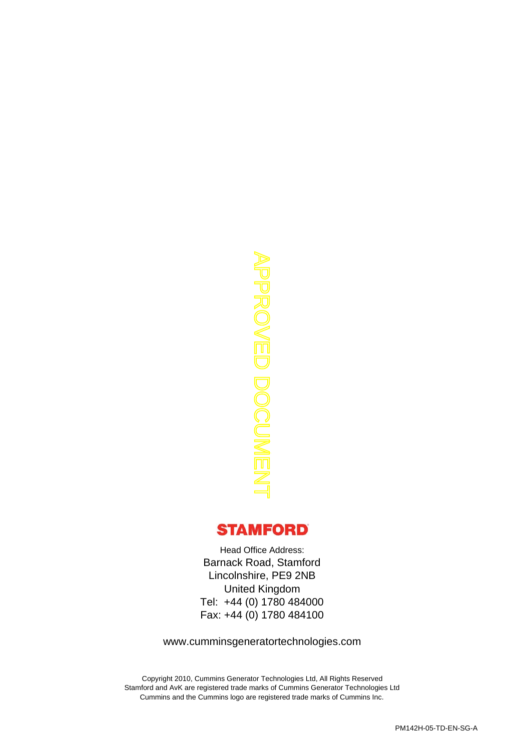APPROVED DOCUMENT

**STAMFORD**

Head Office Address:
Barnack Road, Stamford
Lincolnshire, PE9 2NB
United Kingdom
Tel: +44 (0) 1780 484000
Fax: +44 (0) 1780 484100

www.cumminsgeneratortechnologies.com

Copyright 2010, Cummins Generator Technologies Ltd, All Rights Reserved
Stamford and AvK are registered trade marks of Cummins Generator Technologies Ltd
Cummins and the Cummins logo are registered trade marks of Cummins Inc.

PM142H-05-TD-EN-SG-A